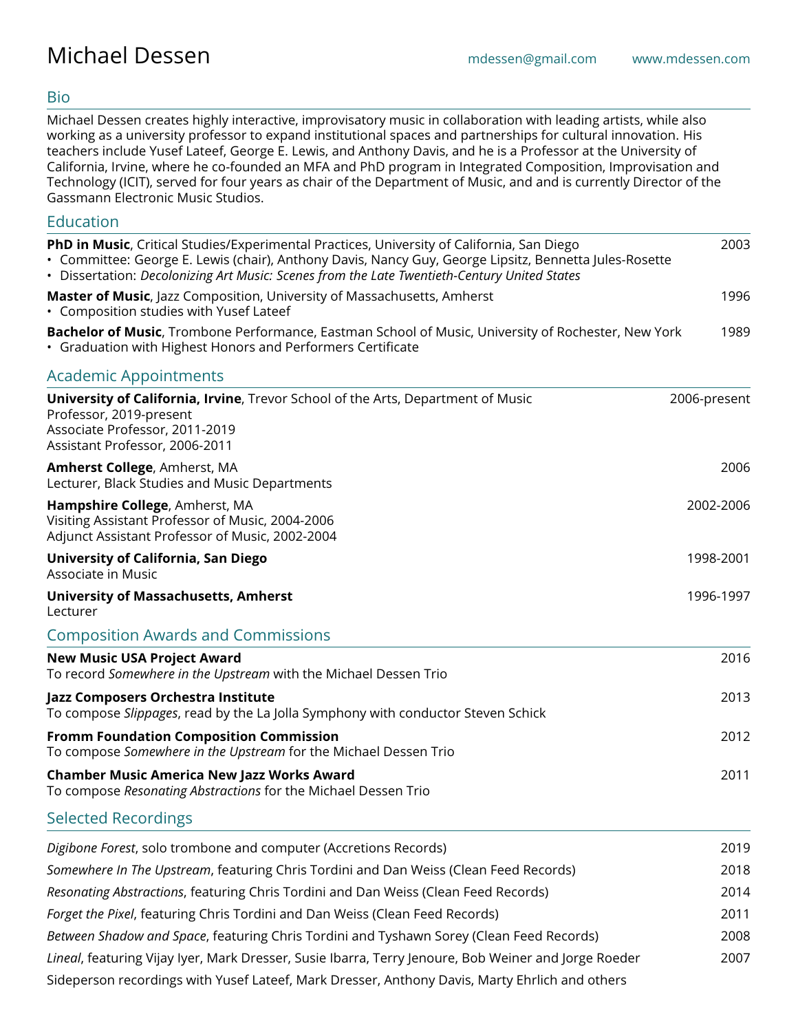# Michael Dessen

mdessen@gmail.com www.mdessen.com

## Bio

Michael Dessen creates highly interactive, improvisatory music in collaboration with leading artists, while also working as a university professor to expand institutional spaces and partnerships for cultural innovation. His teachers include Yusef Lateef, George E. Lewis, and Anthony Davis, and he is a Professor at the University of California, Irvine, where he co-founded an MFA and PhD program in Integrated Composition, Improvisation and Technology (ICIT), served for four years as chair of the Department of Music, and and is currently Director of the Gassmann Electronic Music Studios.

## Education

**PhD in Music**, Critical Studies/Experimental Practices, University of California, San Diego — 2003
- Committee: George E. Lewis (chair), Anthony Davis, Nancy Guy, George Lipsitz, Bennetta Jules-Rosette
- Dissertation: *Decolonizing Art Music: Scenes from the Late Twentieth-Century United States*

**Master of Music**, Jazz Composition, University of Massachusetts, Amherst — 1996
- Composition studies with Yusef Lateef

**Bachelor of Music**, Trombone Performance, Eastman School of Music, University of Rochester, New York — 1989
- Graduation with Highest Honors and Performers Certificate

## Academic Appointments

**University of California, Irvine**, Trevor School of the Arts, Department of Music — 2006-present
Professor, 2019-present
Associate Professor, 2011-2019
Assistant Professor, 2006-2011

**Amherst College**, Amherst, MA — 2006
Lecturer, Black Studies and Music Departments

**Hampshire College**, Amherst, MA — 2002-2006
Visiting Assistant Professor of Music, 2004-2006
Adjunct Assistant Professor of Music, 2002-2004

**University of California, San Diego** — 1998-2001
Associate in Music

**University of Massachusetts, Amherst** — 1996-1997
Lecturer

## Composition Awards and Commissions

**New Music USA Project Award** — 2016
To record *Somewhere in the Upstream* with the Michael Dessen Trio

**Jazz Composers Orchestra Institute** — 2013
To compose *Slippages*, read by the La Jolla Symphony with conductor Steven Schick

**Fromm Foundation Composition Commission** — 2012
To compose *Somewhere in the Upstream* for the Michael Dessen Trio

**Chamber Music America New Jazz Works Award** — 2011
To compose *Resonating Abstractions* for the Michael Dessen Trio

## Selected Recordings

*Digibone Forest*, solo trombone and computer (Accretions Records) — 2019

*Somewhere In The Upstream*, featuring Chris Tordini and Dan Weiss (Clean Feed Records) — 2018

*Resonating Abstractions*, featuring Chris Tordini and Dan Weiss (Clean Feed Records) — 2014

*Forget the Pixel*, featuring Chris Tordini and Dan Weiss (Clean Feed Records) — 2011

*Between Shadow and Space*, featuring Chris Tordini and Tyshawn Sorey (Clean Feed Records) — 2008

*Lineal*, featuring Vijay Iyer, Mark Dresser, Susie Ibarra, Terry Jenoure, Bob Weiner and Jorge Roeder — 2007

Sideperson recordings with Yusef Lateef, Mark Dresser, Anthony Davis, Marty Ehrlich and others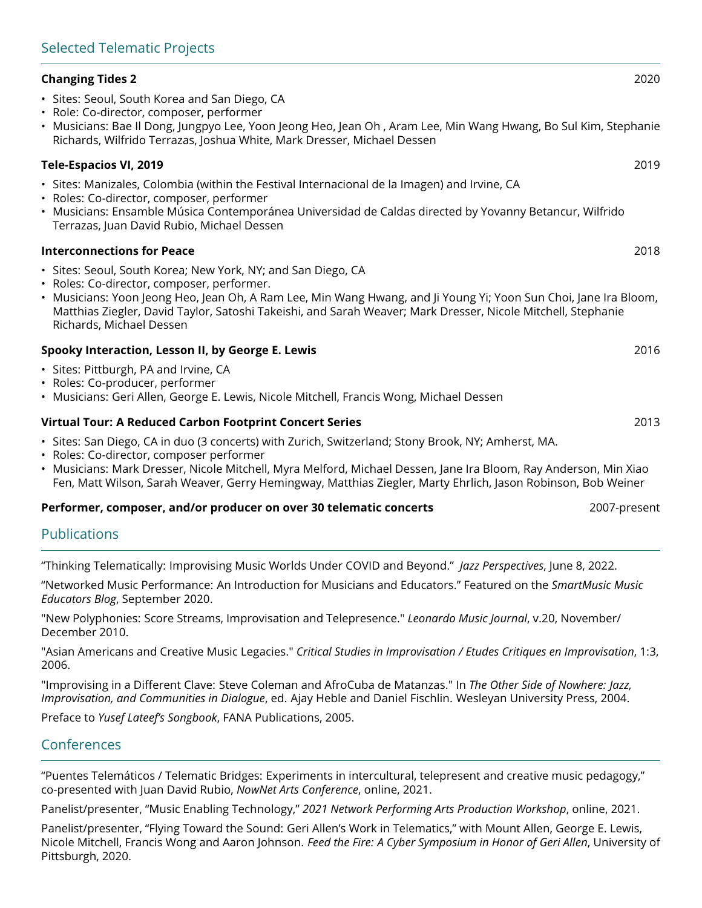## Selected Telematic Projects

**Changing Tides 2** 2020

- Sites: Seoul, South Korea and San Diego, CA
- Role: Co-director, composer, performer
- Musicians: Bae Il Dong, Jungpyo Lee, Yoon Jeong Heo, Jean Oh , Aram Lee, Min Wang Hwang, Bo Sul Kim, Stephanie Richards, Wilfrido Terrazas, Joshua White, Mark Dresser, Michael Dessen

**Tele-Espacios VI, 2019** 2019

- Sites: Manizales, Colombia (within the Festival Internacional de la Imagen) and Irvine, CA
- Roles: Co-director, composer, performer
- Musicians: Ensamble Música Contemporánea Universidad de Caldas directed by Yovanny Betancur, Wilfrido Terrazas, Juan David Rubio, Michael Dessen

**Interconnections for Peace** 2018

- Sites: Seoul, South Korea; New York, NY; and San Diego, CA
- Roles: Co-director, composer, performer.
- Musicians: Yoon Jeong Heo, Jean Oh, A Ram Lee, Min Wang Hwang, and Ji Young Yi; Yoon Sun Choi, Jane Ira Bloom, Matthias Ziegler, David Taylor, Satoshi Takeishi, and Sarah Weaver; Mark Dresser, Nicole Mitchell, Stephanie Richards, Michael Dessen

**Spooky Interaction, Lesson II, by George E. Lewis** 2016

- Sites: Pittburgh, PA and Irvine, CA
- Roles: Co-producer, performer
- Musicians: Geri Allen, George E. Lewis, Nicole Mitchell, Francis Wong, Michael Dessen

**Virtual Tour: A Reduced Carbon Footprint Concert Series** 2013

- Sites: San Diego, CA in duo (3 concerts) with Zurich, Switzerland; Stony Brook, NY; Amherst, MA.
- Roles: Co-director, composer performer
- Musicians: Mark Dresser, Nicole Mitchell, Myra Melford, Michael Dessen, Jane Ira Bloom, Ray Anderson, Min Xiao Fen, Matt Wilson, Sarah Weaver, Gerry Hemingway, Matthias Ziegler, Marty Ehrlich, Jason Robinson, Bob Weiner

**Performer, composer, and/or producer on over 30 telematic concerts** 2007-present

## Publications

"Thinking Telematically: Improvising Music Worlds Under COVID and Beyond." *Jazz Perspectives*, June 8, 2022.

"Networked Music Performance: An Introduction for Musicians and Educators." Featured on the *SmartMusic Music Educators Blog*, September 2020.

"New Polyphonies: Score Streams, Improvisation and Telepresence." *Leonardo Music Journal*, v.20, November/December 2010.

"Asian Americans and Creative Music Legacies." *Critical Studies in Improvisation / Etudes Critiques en Improvisation*, 1:3, 2006.

"Improvising in a Different Clave: Steve Coleman and AfroCuba de Matanzas." In *The Other Side of Nowhere: Jazz, Improvisation, and Communities in Dialogue*, ed. Ajay Heble and Daniel Fischlin. Wesleyan University Press, 2004.

Preface to *Yusef Lateef's Songbook*, FANA Publications, 2005.

## Conferences

"Puentes Telemáticos / Telematic Bridges: Experiments in intercultural, telepresent and creative music pedagogy," co-presented with Juan David Rubio, *NowNet Arts Conference*, online, 2021.

Panelist/presenter, "Music Enabling Technology," *2021 Network Performing Arts Production Workshop*, online, 2021.

Panelist/presenter, "Flying Toward the Sound: Geri Allen's Work in Telematics," with Mount Allen, George E. Lewis, Nicole Mitchell, Francis Wong and Aaron Johnson. *Feed the Fire: A Cyber Symposium in Honor of Geri Allen*, University of Pittsburgh, 2020.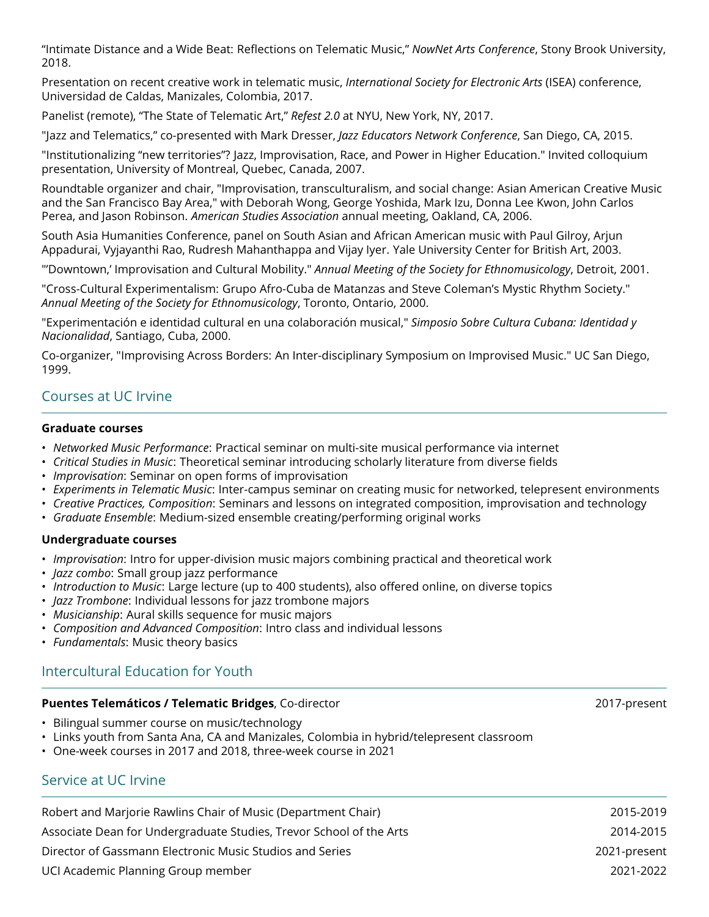“Intimate Distance and a Wide Beat: Reflections on Telematic Music,” *NowNet Arts Conference*, Stony Brook University, 2018.

Presentation on recent creative work in telematic music, *International Society for Electronic Arts* (ISEA) conference, Universidad de Caldas, Manizales, Colombia, 2017.

Panelist (remote), “The State of Telematic Art,” *Refest 2.0* at NYU, New York, NY, 2017.

"Jazz and Telematics,” co-presented with Mark Dresser, *Jazz Educators Network Conference*, San Diego, CA, 2015.

"Institutionalizing “new territories”? Jazz, Improvisation, Race, and Power in Higher Education." Invited colloquium presentation, University of Montreal, Quebec, Canada, 2007.

Roundtable organizer and chair, "Improvisation, transculturalism, and social change: Asian American Creative Music and the San Francisco Bay Area," with Deborah Wong, George Yoshida, Mark Izu, Donna Lee Kwon, John Carlos Perea, and Jason Robinson. *American Studies Association* annual meeting, Oakland, CA, 2006.

South Asia Humanities Conference, panel on South Asian and African American music with Paul Gilroy, Arjun Appadurai, Vyjayanthi Rao, Rudresh Mahanthappa and Vijay Iyer. Yale University Center for British Art, 2003.

"'Downtown,’ Improvisation and Cultural Mobility." *Annual Meeting of the Society for Ethnomusicology*, Detroit, 2001.

"Cross-Cultural Experimentalism: Grupo Afro-Cuba de Matanzas and Steve Coleman’s Mystic Rhythm Society." *Annual Meeting of the Society for Ethnomusicology*, Toronto, Ontario, 2000.

"Experimentación e identidad cultural en una colaboración musical," *Simposio Sobre Cultura Cubana: Identidad y Nacionalidad*, Santiago, Cuba, 2000.

Co-organizer, "Improvising Across Borders: An Inter-disciplinary Symposium on Improvised Music." UC San Diego, 1999.

## Courses at UC Irvine

**Graduate courses**

- *Networked Music Performance*: Practical seminar on multi-site musical performance via internet
- *Critical Studies in Music*: Theoretical seminar introducing scholarly literature from diverse fields
- *Improvisation*: Seminar on open forms of improvisation
- *Experiments in Telematic Music*: Inter-campus seminar on creating music for networked, telepresent environments
- *Creative Practices, Composition*: Seminars and lessons on integrated composition, improvisation and technology
- *Graduate Ensemble*: Medium-sized ensemble creating/performing original works

**Undergraduate courses**

- *Improvisation*: Intro for upper-division music majors combining practical and theoretical work
- *Jazz combo*: Small group jazz performance
- *Introduction to Music*: Large lecture (up to 400 students), also offered online, on diverse topics
- *Jazz Trombone*: Individual lessons for jazz trombone majors
- *Musicianship*: Aural skills sequence for music majors
- *Composition and Advanced Composition*: Intro class and individual lessons
- *Fundamentals*: Music theory basics

## Intercultural Education for Youth

**Puentes Telemáticos / Telematic Bridges**, Co-director — 2017-present

- Bilingual summer course on music/technology
- Links youth from Santa Ana, CA and Manizales, Colombia in hybrid/telepresent classroom
- One-week courses in 2017 and 2018, three-week course in 2021

## Service at UC Irvine

Robert and Marjorie Rawlins Chair of Music (Department Chair) — 2015-2019

Associate Dean for Undergraduate Studies, Trevor School of the Arts — 2014-2015

Director of Gassmann Electronic Music Studios and Series — 2021-present

UCI Academic Planning Group member — 2021-2022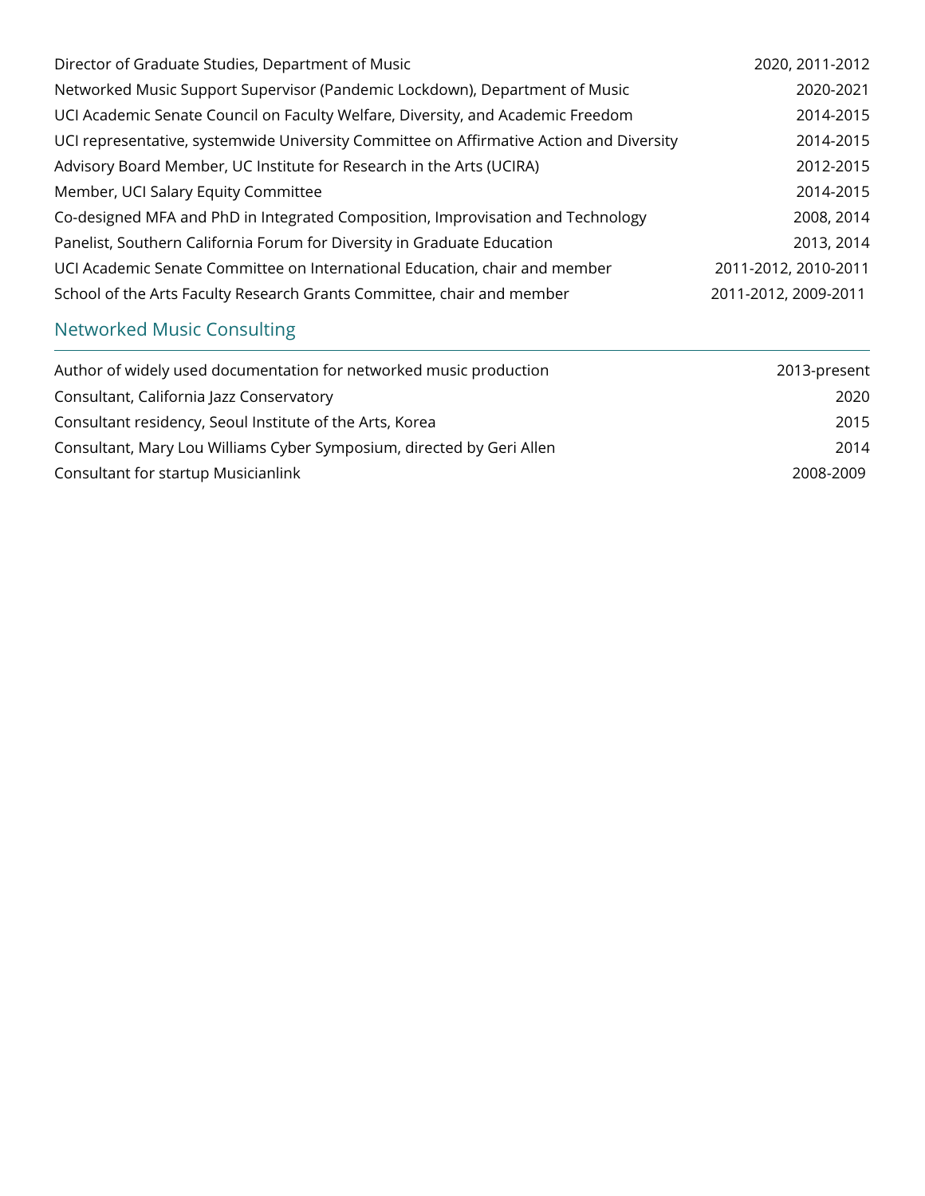| | |
|---|---|
| Director of Graduate Studies, Department of Music | 2020, 2011-2012 |
| Networked Music Support Supervisor (Pandemic Lockdown), Department of Music | 2020-2021 |
| UCI Academic Senate Council on Faculty Welfare, Diversity, and Academic Freedom | 2014-2015 |
| UCI representative, systemwide University Committee on Affirmative Action and Diversity | 2014-2015 |
| Advisory Board Member, UC Institute for Research in the Arts (UCIRA) | 2012-2015 |
| Member, UCI Salary Equity Committee | 2014-2015 |
| Co-designed MFA and PhD in Integrated Composition, Improvisation and Technology | 2008, 2014 |
| Panelist, Southern California Forum for Diversity in Graduate Education | 2013, 2014 |
| UCI Academic Senate Committee on International Education, chair and member | 2011-2012, 2010-2011 |
| School of the Arts Faculty Research Grants Committee, chair and member | 2011-2012, 2009-2011 |

## Networked Music Consulting

| | |
|---|---|
| Author of widely used documentation for networked music production | 2013-present |
| Consultant, California Jazz Conservatory | 2020 |
| Consultant residency, Seoul Institute of the Arts, Korea | 2015 |
| Consultant, Mary Lou Williams Cyber Symposium, directed by Geri Allen | 2014 |
| Consultant for startup Musicianlink | 2008-2009 |